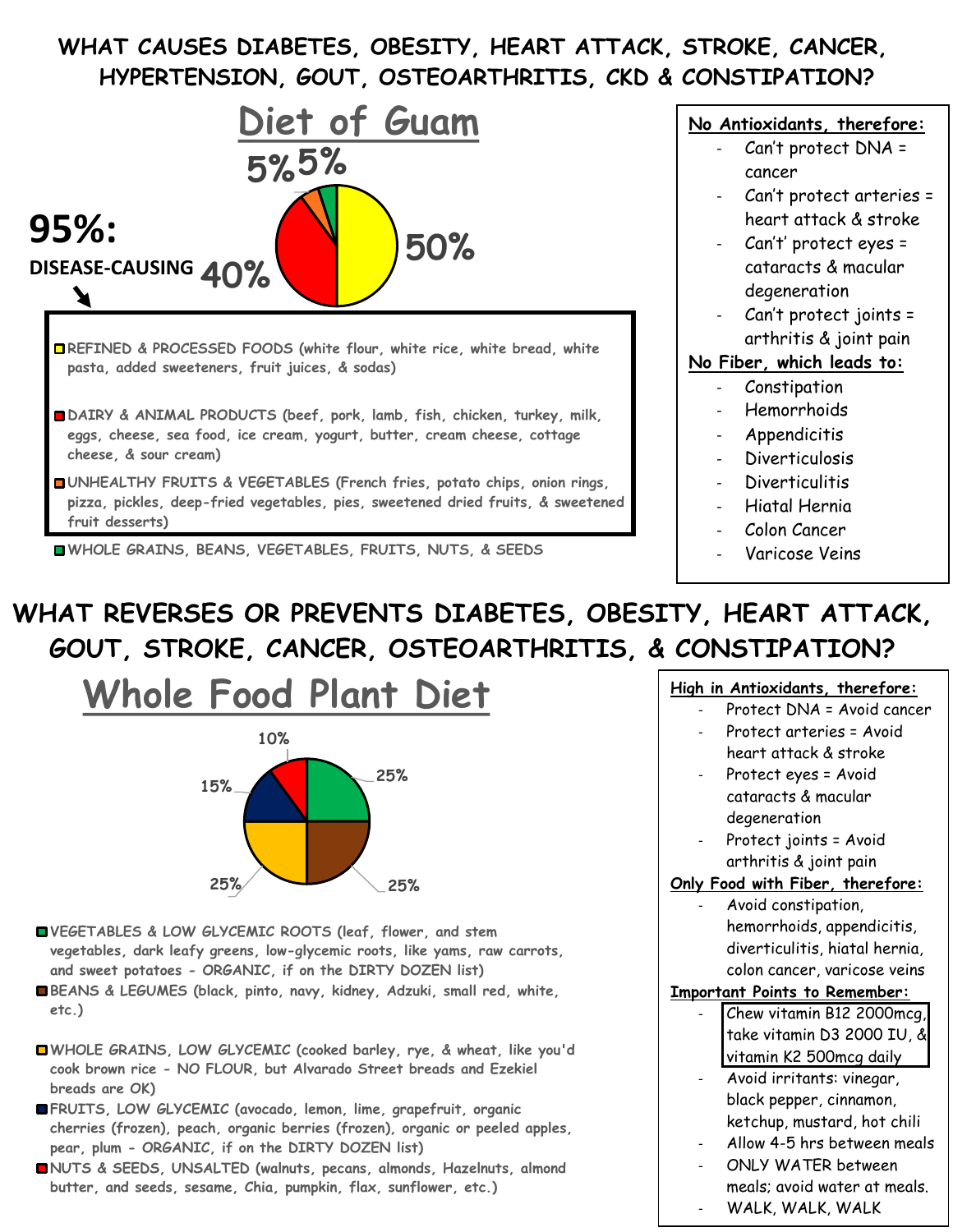# WHAT CAUSES DIABETES, OBESITY, HEART ATTACK, STROKE, CANCER, HYPERTENSION, GOUT, OSTEOARTHRITIS, CKD & CONSTIPATION?

## Diet of Guam

5% 5%

95%: DISEASE-CAUSING 40%

50%

- REFINED & PROCESSED FOODS (white flour, white rice, white bread, white pasta, added sweeteners, fruit juices, & sodas)
- DAIRY & ANIMAL PRODUCTS (beef, pork, lamb, fish, chicken, turkey, milk, eggs, cheese, sea food, ice cream, yogurt, butter, cream cheese, cottage cheese, & sour cream)
- UNHEALTHY FRUITS & VEGETABLES (French fries, potato chips, onion rings, pizza, pickles, deep-fried vegetables, pies, sweetened dried fruits, & sweetened fruit desserts)
- WHOLE GRAINS, BEANS, VEGETABLES, FRUITS, NUTS, & SEEDS

**No Antioxidants, therefore:**

- Can't protect DNA = cancer
- Can't protect arteries = heart attack & stroke
- Can't' protect eyes = cataracts & macular degeneration
- Can't protect joints = arthritis & joint pain

**No Fiber, which leads to:**

- Constipation
- Hemorrhoids
- Appendicitis
- Diverticulosis
- Diverticulitis
- Hiatal Hernia
- Colon Cancer
- Varicose Veins

# WHAT REVERSES OR PREVENTS DIABETES, OBESITY, HEART ATTACK, GOUT, STROKE, CANCER, OSTEOARTHRITIS, & CONSTIPATION?

## Whole Food Plant Diet

10% 25% 15% 25% 25%

- VEGETABLES & LOW GLYCEMIC ROOTS (leaf, flower, and stem vegetables, dark leafy greens, low-glycemic roots, like yams, raw carrots, and sweet potatoes - ORGANIC, if on the DIRTY DOZEN list)
- BEANS & LEGUMES (black, pinto, navy, kidney, Adzuki, small red, white, etc.)
- WHOLE GRAINS, LOW GLYCEMIC (cooked barley, rye, & wheat, like you'd cook brown rice - NO FLOUR, but Alvarado Street breads and Ezekiel breads are OK)
- FRUITS, LOW GLYCEMIC (avocado, lemon, lime, grapefruit, organic cherries (frozen), peach, organic berries (frozen), organic or peeled apples, pear, plum - ORGANIC, if on the DIRTY DOZEN list)
- NUTS & SEEDS, UNSALTED (walnuts, pecans, almonds, Hazelnuts, almond butter, and seeds, sesame, Chia, pumpkin, flax, sunflower, etc.)

**High in Antioxidants, therefore:**

- Protect DNA = Avoid cancer
- Protect arteries = Avoid heart attack & stroke
- Protect eyes = Avoid cataracts & macular degeneration
- Protect joints = Avoid arthritis & joint pain

**Only Food with Fiber, therefore:**

- Avoid constipation, hemorrhoids, appendicitis, diverticulitis, hiatal hernia, colon cancer, varicose veins

**Important Points to Remember:**

- Chew vitamin B12 2000mcg, take vitamin D3 2000 IU, & vitamin K2 500mcg daily
- Avoid irritants: vinegar, black pepper, cinnamon, ketchup, mustard, hot chili
- Allow 4-5 hrs between meals
- ONLY WATER between meals; avoid water at meals.
- WALK, WALK, WALK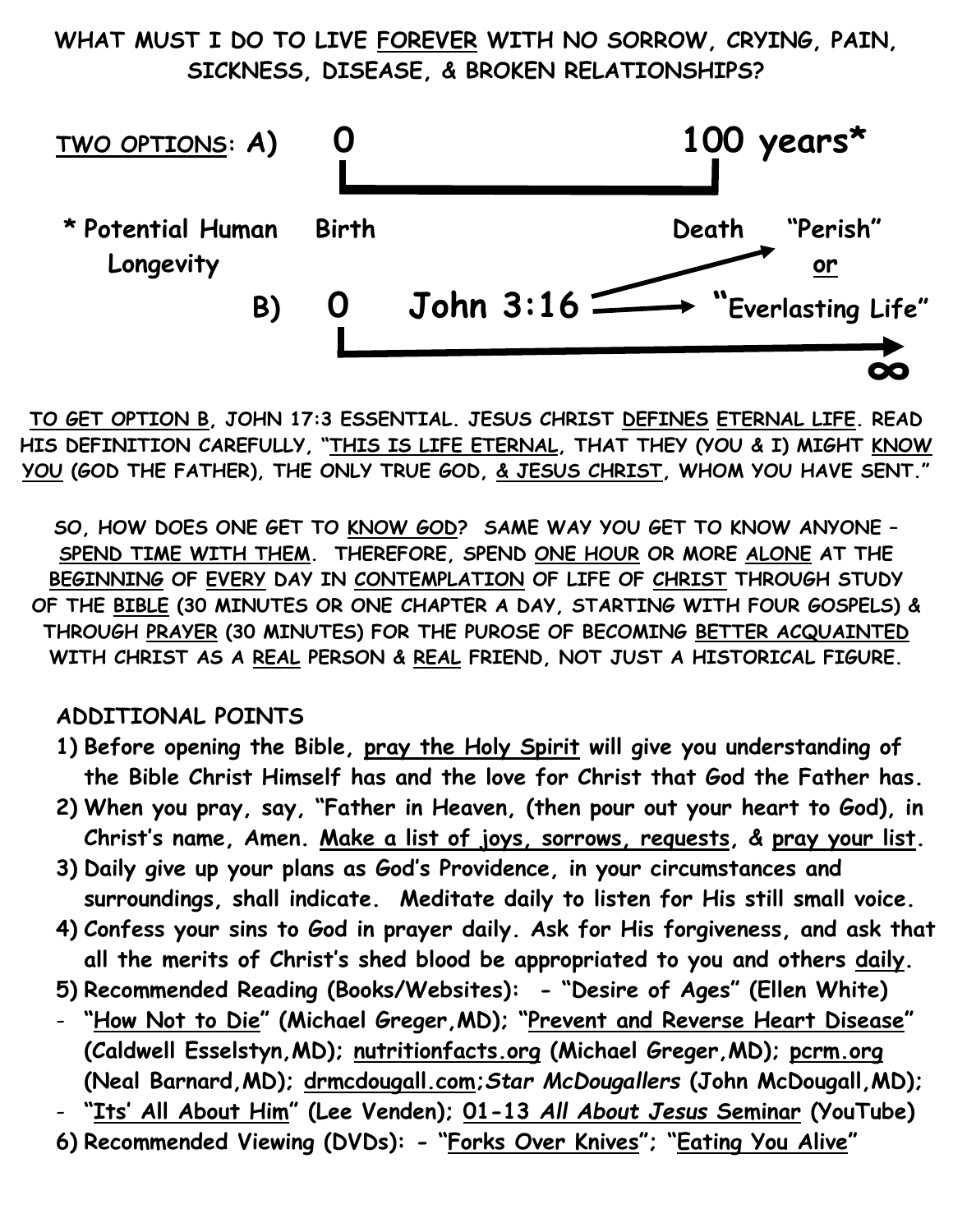# WHAT MUST I DO TO LIVE <u>FOREVER</u> WITH NO SORROW, CRYING, PAIN, SICKNESS, DISEASE, & BROKEN RELATIONSHIPS?

<u>TWO OPTIONS</u>: A) 0 — 100 years*

\* Potential Human Longevity

Birth — Death → "Perish"

<u>or</u>

B) 0 John 3:16 → "Everlasting Life" ∞

<u>TO GET OPTION B</u>, JOHN 17:3 ESSENTIAL. JESUS CHRIST <u>DEFINES</u> <u>ETERNAL LIFE</u>. READ HIS DEFINITION CAREFULLY, "<u>THIS IS LIFE ETERNAL</u>, THAT THEY (YOU & I) MIGHT <u>KNOW YOU</u> (GOD THE FATHER), THE ONLY TRUE GOD, <u>& JESUS CHRIST</u>, WHOM YOU HAVE SENT."

SO, HOW DOES ONE GET TO <u>KNOW GOD</u>? SAME WAY YOU GET TO KNOW ANYONE – <u>SPEND TIME WITH THEM</u>. THEREFORE, SPEND <u>ONE HOUR</u> OR MORE <u>ALONE</u> AT THE <u>BEGINNING</u> OF <u>EVERY</u> DAY IN <u>CONTEMPLATION</u> OF LIFE OF <u>CHRIST</u> THROUGH STUDY OF THE <u>BIBLE</u> (30 MINUTES OR ONE CHAPTER A DAY, STARTING WITH FOUR GOSPELS) & THROUGH <u>PRAYER</u> (30 MINUTES) FOR THE PUROSE OF BECOMING <u>BETTER ACQUAINTED</u> WITH CHRIST AS A <u>REAL</u> PERSON & <u>REAL</u> FRIEND, NOT JUST A HISTORICAL FIGURE.

## ADDITIONAL POINTS

1) **Before opening the Bible, <u>pray the Holy Spirit</u> will give you understanding of the Bible Christ Himself has and the love for Christ that God the Father has.**
2) **When you pray, say, "Father in Heaven, (then pour out your heart to God), in Christ's name, Amen. <u>Make a list of joys, sorrows, requests</u>, & <u>pray your list</u>.**
3) **Daily give up your plans as God's Providence, in your circumstances and surroundings, shall indicate. Meditate daily to listen for His still small voice.**
4) **Confess your sins to God in prayer daily. Ask for His forgiveness, and ask that all the merits of Christ's shed blood be appropriated to you and others <u>daily</u>.**
5) **Recommended Reading (Books/Websites): - "Desire of Ages" (Ellen White)**
   - **"<u>How Not to Die</u>" (Michael Greger,MD); "<u>Prevent and Reverse Heart Disease</u>" (Caldwell Esselstyn,MD); <u>nutritionfacts.org</u> (Michael Greger,MD); <u>pcrm.org</u> (Neal Barnard,MD); <u>drmcdougall.com</u>;*Star McDougallers* (John McDougall,MD);**
   - **"<u>Its' All About Him</u>" (Lee Venden); <u>01-13 *All About Jesus* Seminar</u> (YouTube)**
6) **Recommended Viewing (DVDs): - "<u>Forks Over Knives</u>"; "<u>Eating You Alive</u>"**